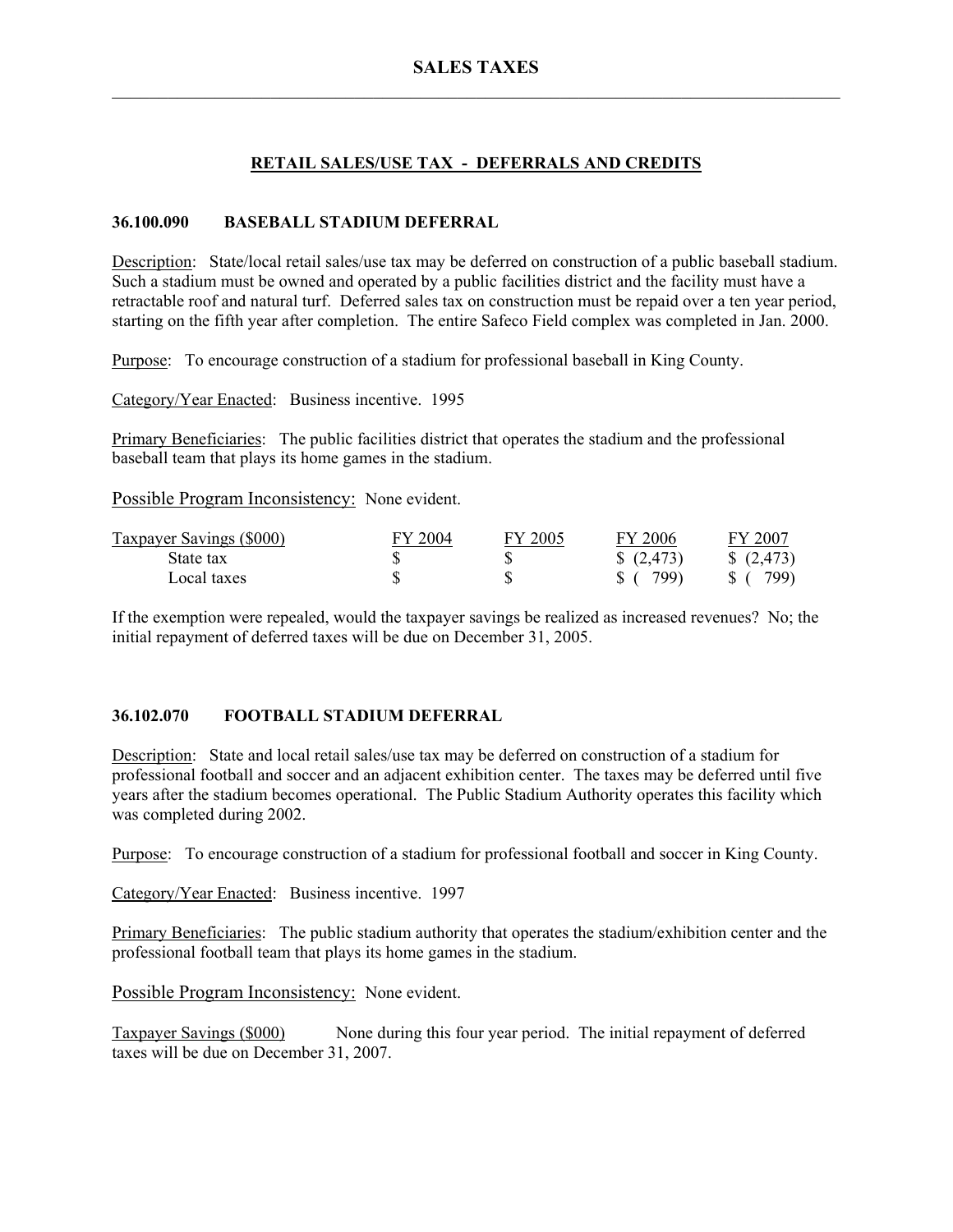# SALES TAXES

## RETAIL SALES/USE TAX - DEFERRALS AND CREDITS

### 36.100.090 BASEBALL STADIUM DEFERRAL

Description: State/local retail sales/use tax may be deferred on construction of a public baseball stadium. Such a stadium must be owned and operated by a public facilities district and the facility must have a retractable roof and natural turf. Deferred sales tax on construction must be repaid over a ten year period, starting on the fifth year after completion. The entire Safeco Field complex was completed in Jan. 2000.

Purpose: To encourage construction of a stadium for professional baseball in King County.

Category/Year Enacted: Business incentive. 1995

Primary Beneficiaries: The public facilities district that operates the stadium and the professional baseball team that plays its home games in the stadium.

Possible Program Inconsistency: None evident.

| Taxpayer Savings ($000) | FY 2004 | FY 2005 | FY 2006 | FY 2007 |
|---|---|---|---|---|
| State tax | $ | $ | $ (2,473) | $ (2,473) |
| Local taxes | $ | $ | $ ( 799) | $ ( 799) |

If the exemption were repealed, would the taxpayer savings be realized as increased revenues? No; the initial repayment of deferred taxes will be due on December 31, 2005.

### 36.102.070 FOOTBALL STADIUM DEFERRAL

Description: State and local retail sales/use tax may be deferred on construction of a stadium for professional football and soccer and an adjacent exhibition center. The taxes may be deferred until five years after the stadium becomes operational. The Public Stadium Authority operates this facility which was completed during 2002.

Purpose: To encourage construction of a stadium for professional football and soccer in King County.

Category/Year Enacted: Business incentive. 1997

Primary Beneficiaries: The public stadium authority that operates the stadium/exhibition center and the professional football team that plays its home games in the stadium.

Possible Program Inconsistency: None evident.

Taxpayer Savings ($000) None during this four year period. The initial repayment of deferred taxes will be due on December 31, 2007.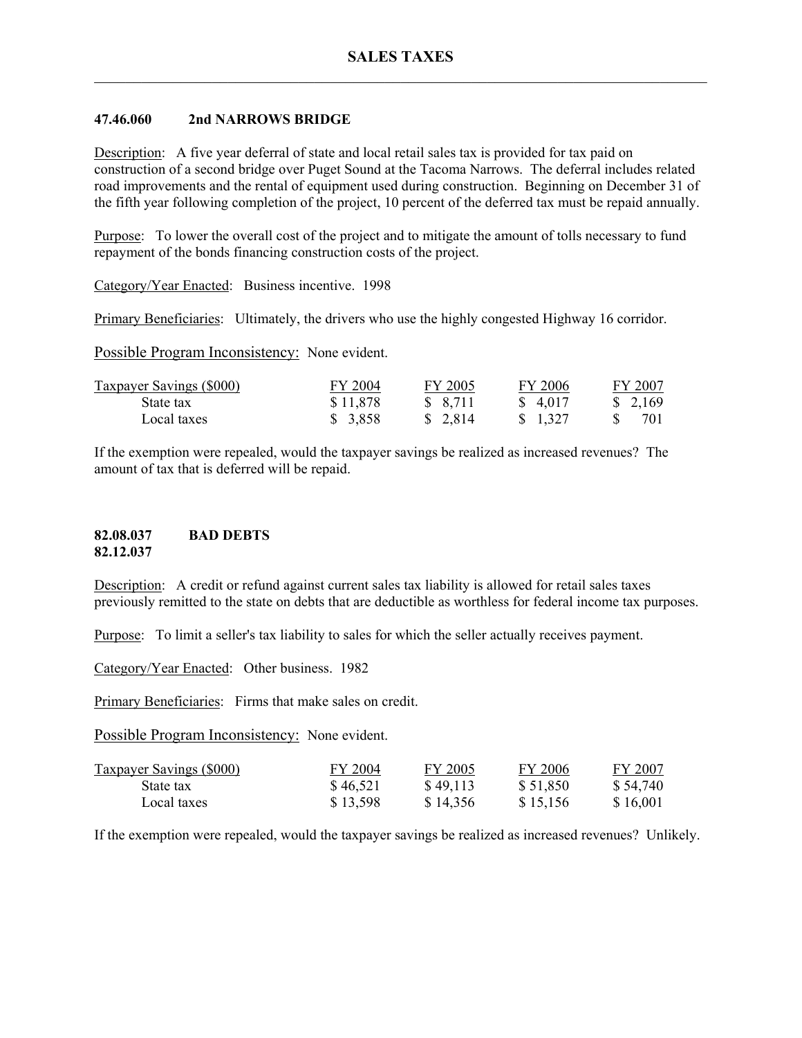# SALES TAXES

### 47.46.060 2nd NARROWS BRIDGE

Description: A five year deferral of state and local retail sales tax is provided for tax paid on construction of a second bridge over Puget Sound at the Tacoma Narrows. The deferral includes related road improvements and the rental of equipment used during construction. Beginning on December 31 of the fifth year following completion of the project, 10 percent of the deferred tax must be repaid annually.

Purpose: To lower the overall cost of the project and to mitigate the amount of tolls necessary to fund repayment of the bonds financing construction costs of the project.

Category/Year Enacted: Business incentive. 1998

Primary Beneficiaries: Ultimately, the drivers who use the highly congested Highway 16 corridor.

Possible Program Inconsistency: None evident.

| Taxpayer Savings ($000) | FY 2004 | FY 2005 | FY 2006 | FY 2007 |
|---|---|---|---|---|
| State tax | $ 11,878 | $ 8,711 | $ 4,017 | $ 2,169 |
| Local taxes | $ 3,858 | $ 2,814 | $ 1,327 | $ 701 |

If the exemption were repealed, would the taxpayer savings be realized as increased revenues? The amount of tax that is deferred will be repaid.

### 82.08.037 BAD DEBTS
### 82.12.037

Description: A credit or refund against current sales tax liability is allowed for retail sales taxes previously remitted to the state on debts that are deductible as worthless for federal income tax purposes.

Purpose: To limit a seller's tax liability to sales for which the seller actually receives payment.

Category/Year Enacted: Other business. 1982

Primary Beneficiaries: Firms that make sales on credit.

Possible Program Inconsistency: None evident.

| Taxpayer Savings ($000) | FY 2004 | FY 2005 | FY 2006 | FY 2007 |
|---|---|---|---|---|
| State tax | $ 46,521 | $ 49,113 | $ 51,850 | $ 54,740 |
| Local taxes | $ 13,598 | $ 14,356 | $ 15,156 | $ 16,001 |

If the exemption were repealed, would the taxpayer savings be realized as increased revenues? Unlikely.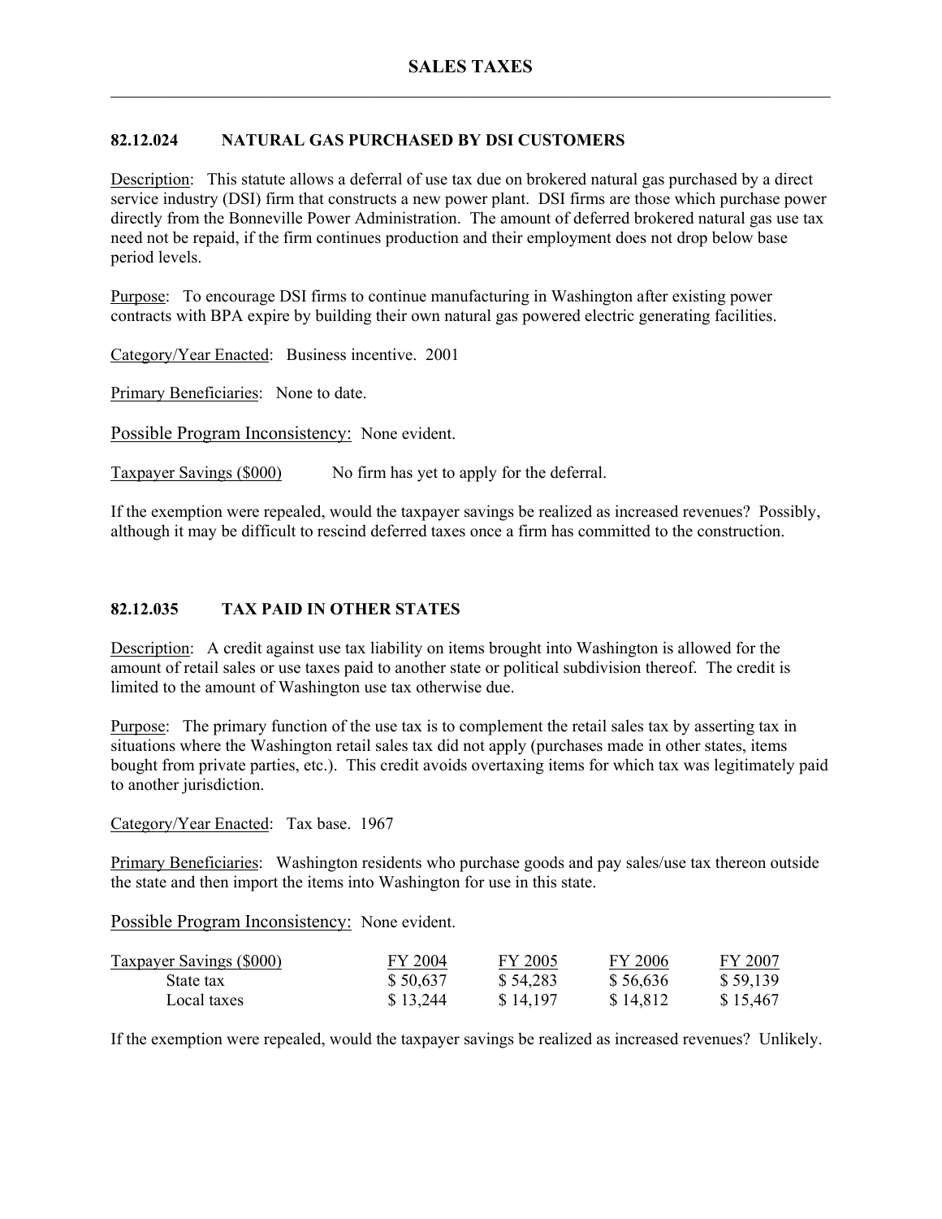# SALES TAXES

## 82.12.024 NATURAL GAS PURCHASED BY DSI CUSTOMERS

Description: This statute allows a deferral of use tax due on brokered natural gas purchased by a direct service industry (DSI) firm that constructs a new power plant. DSI firms are those which purchase power directly from the Bonneville Power Administration. The amount of deferred brokered natural gas use tax need not be repaid, if the firm continues production and their employment does not drop below base period levels.

Purpose: To encourage DSI firms to continue manufacturing in Washington after existing power contracts with BPA expire by building their own natural gas powered electric generating facilities.

Category/Year Enacted: Business incentive. 2001

Primary Beneficiaries: None to date.

Possible Program Inconsistency: None evident.

Taxpayer Savings ($000) No firm has yet to apply for the deferral.

If the exemption were repealed, would the taxpayer savings be realized as increased revenues? Possibly, although it may be difficult to rescind deferred taxes once a firm has committed to the construction.

## 82.12.035 TAX PAID IN OTHER STATES

Description: A credit against use tax liability on items brought into Washington is allowed for the amount of retail sales or use taxes paid to another state or political subdivision thereof. The credit is limited to the amount of Washington use tax otherwise due.

Purpose: The primary function of the use tax is to complement the retail sales tax by asserting tax in situations where the Washington retail sales tax did not apply (purchases made in other states, items bought from private parties, etc.). This credit avoids overtaxing items for which tax was legitimately paid to another jurisdiction.

Category/Year Enacted: Tax base. 1967

Primary Beneficiaries: Washington residents who purchase goods and pay sales/use tax thereon outside the state and then import the items into Washington for use in this state.

Possible Program Inconsistency: None evident.

| Taxpayer Savings ($000) | FY 2004 | FY 2005 | FY 2006 | FY 2007 |
|---|---|---|---|---|
| State tax | $ 50,637 | $ 54,283 | $ 56,636 | $ 59,139 |
| Local taxes | $ 13,244 | $ 14,197 | $ 14,812 | $ 15,467 |

If the exemption were repealed, would the taxpayer savings be realized as increased revenues? Unlikely.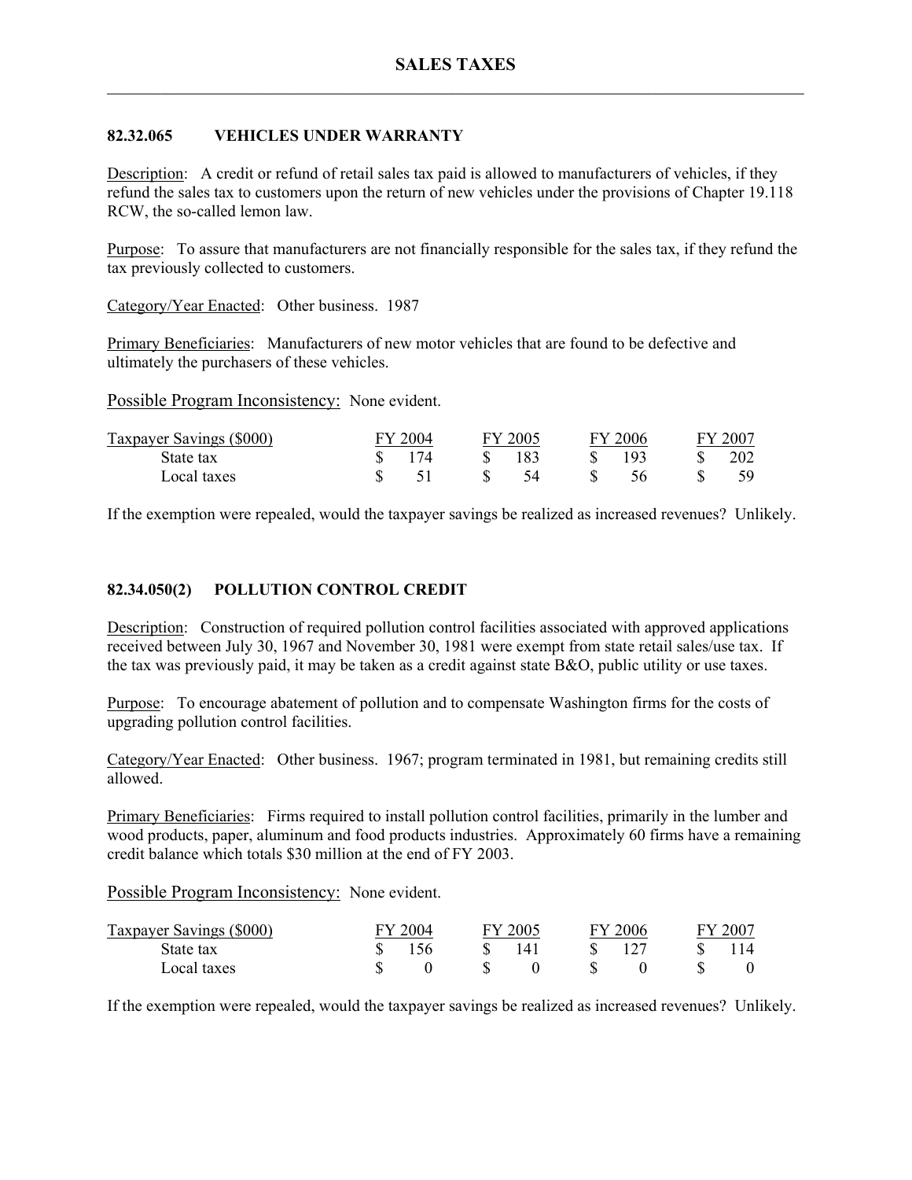## 82.32.065 VEHICLES UNDER WARRANTY

Description: A credit or refund of retail sales tax paid is allowed to manufacturers of vehicles, if they refund the sales tax to customers upon the return of new vehicles under the provisions of Chapter 19.118 RCW, the so-called lemon law.

Purpose: To assure that manufacturers are not financially responsible for the sales tax, if they refund the tax previously collected to customers.

Category/Year Enacted: Other business. 1987

Primary Beneficiaries: Manufacturers of new motor vehicles that are found to be defective and ultimately the purchasers of these vehicles.

Possible Program Inconsistency: None evident.

| Taxpayer Savings ($000) | FY 2004 | FY 2005 | FY 2006 | FY 2007 |
|---|---|---|---|---|
| State tax | $ 174 | $ 183 | $ 193 | $ 202 |
| Local taxes | $ 51 | $ 54 | $ 56 | $ 59 |

If the exemption were repealed, would the taxpayer savings be realized as increased revenues? Unlikely.

## 82.34.050(2) POLLUTION CONTROL CREDIT

Description: Construction of required pollution control facilities associated with approved applications received between July 30, 1967 and November 30, 1981 were exempt from state retail sales/use tax. If the tax was previously paid, it may be taken as a credit against state B&O, public utility or use taxes.

Purpose: To encourage abatement of pollution and to compensate Washington firms for the costs of upgrading pollution control facilities.

Category/Year Enacted: Other business. 1967; program terminated in 1981, but remaining credits still allowed.

Primary Beneficiaries: Firms required to install pollution control facilities, primarily in the lumber and wood products, paper, aluminum and food products industries. Approximately 60 firms have a remaining credit balance which totals $30 million at the end of FY 2003.

Possible Program Inconsistency: None evident.

| Taxpayer Savings ($000) | FY 2004 | FY 2005 | FY 2006 | FY 2007 |
|---|---|---|---|---|
| State tax | $ 156 | $ 141 | $ 127 | $ 114 |
| Local taxes | $ 0 | $ 0 | $ 0 | $ 0 |

If the exemption were repealed, would the taxpayer savings be realized as increased revenues? Unlikely.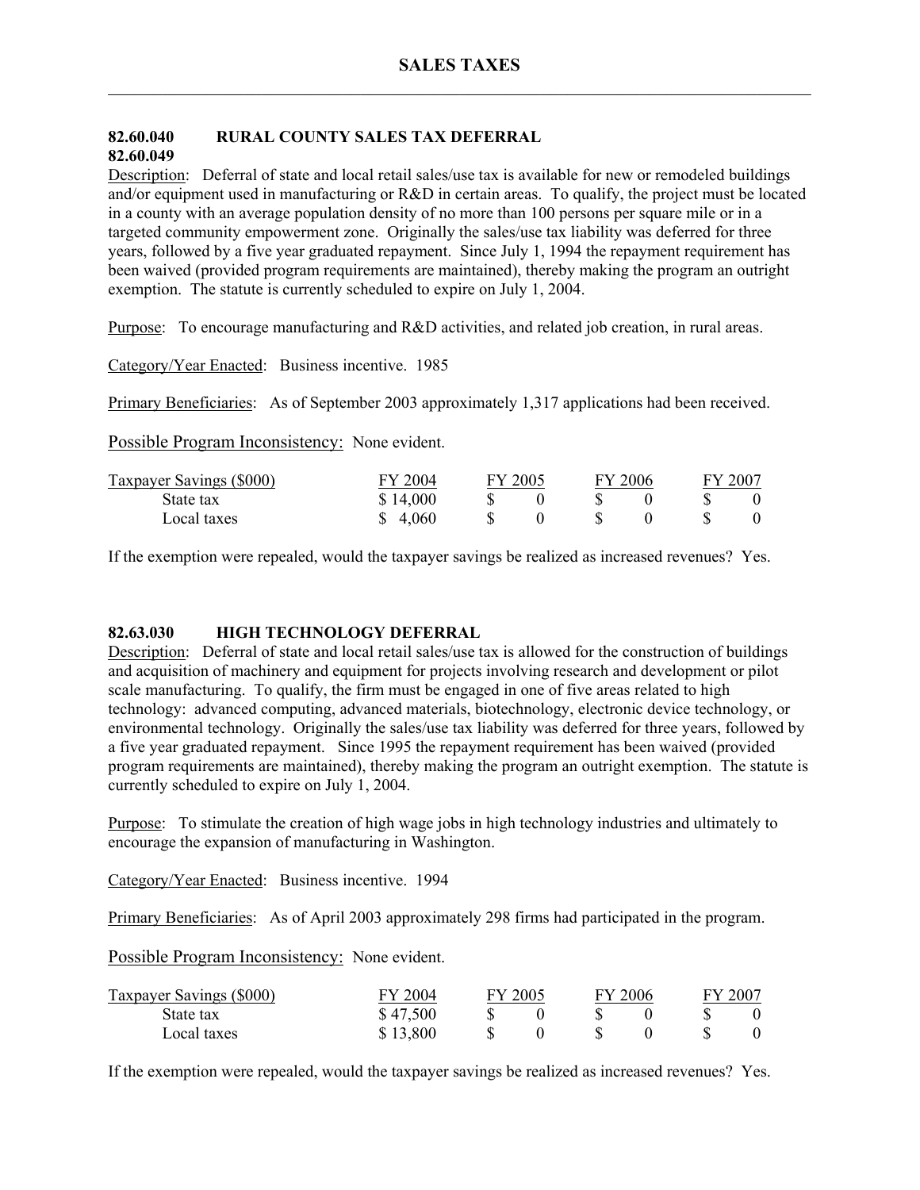# SALES TAXES

## 82.60.040 RURAL COUNTY SALES TAX DEFERRAL
## 82.60.049

Description: Deferral of state and local retail sales/use tax is available for new or remodeled buildings and/or equipment used in manufacturing or R&D in certain areas. To qualify, the project must be located in a county with an average population density of no more than 100 persons per square mile or in a targeted community empowerment zone. Originally the sales/use tax liability was deferred for three years, followed by a five year graduated repayment. Since July 1, 1994 the repayment requirement has been waived (provided program requirements are maintained), thereby making the program an outright exemption. The statute is currently scheduled to expire on July 1, 2004.

Purpose: To encourage manufacturing and R&D activities, and related job creation, in rural areas.

Category/Year Enacted: Business incentive. 1985

Primary Beneficiaries: As of September 2003 approximately 1,317 applications had been received.

Possible Program Inconsistency: None evident.

| Taxpayer Savings ($000) | FY 2004 | FY 2005 | FY 2006 | FY 2007 |
|---|---|---|---|---|
| State tax | $ 14,000 | $ 0 | $ 0 | $ 0 |
| Local taxes | $ 4,060 | $ 0 | $ 0 | $ 0 |

If the exemption were repealed, would the taxpayer savings be realized as increased revenues? Yes.

## 82.63.030 HIGH TECHNOLOGY DEFERRAL

Description: Deferral of state and local retail sales/use tax is allowed for the construction of buildings and acquisition of machinery and equipment for projects involving research and development or pilot scale manufacturing. To qualify, the firm must be engaged in one of five areas related to high technology: advanced computing, advanced materials, biotechnology, electronic device technology, or environmental technology. Originally the sales/use tax liability was deferred for three years, followed by a five year graduated repayment. Since 1995 the repayment requirement has been waived (provided program requirements are maintained), thereby making the program an outright exemption. The statute is currently scheduled to expire on July 1, 2004.

Purpose: To stimulate the creation of high wage jobs in high technology industries and ultimately to encourage the expansion of manufacturing in Washington.

Category/Year Enacted: Business incentive. 1994

Primary Beneficiaries: As of April 2003 approximately 298 firms had participated in the program.

Possible Program Inconsistency: None evident.

| Taxpayer Savings ($000) | FY 2004 | FY 2005 | FY 2006 | FY 2007 |
|---|---|---|---|---|
| State tax | $ 47,500 | $ 0 | $ 0 | $ 0 |
| Local taxes | $ 13,800 | $ 0 | $ 0 | $ 0 |

If the exemption were repealed, would the taxpayer savings be realized as increased revenues? Yes.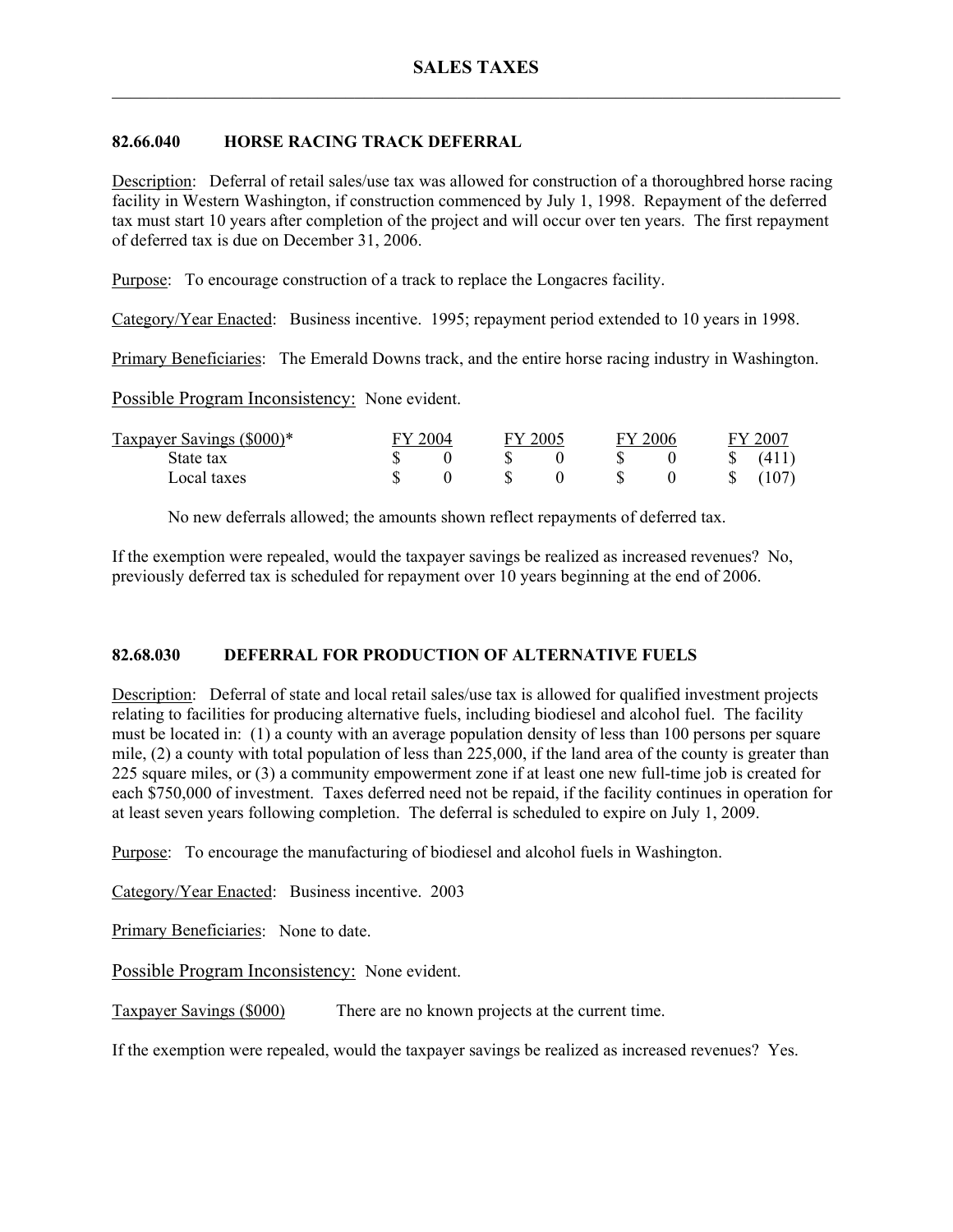## 82.66.040 HORSE RACING TRACK DEFERRAL

Description: Deferral of retail sales/use tax was allowed for construction of a thoroughbred horse racing facility in Western Washington, if construction commenced by July 1, 1998. Repayment of the deferred tax must start 10 years after completion of the project and will occur over ten years. The first repayment of deferred tax is due on December 31, 2006.

Purpose: To encourage construction of a track to replace the Longacres facility.

Category/Year Enacted: Business incentive. 1995; repayment period extended to 10 years in 1998.

Primary Beneficiaries: The Emerald Downs track, and the entire horse racing industry in Washington.

Possible Program Inconsistency: None evident.

| Taxpayer Savings ($000)* | FY 2004 | FY 2005 | FY 2006 | FY 2007 |
|---|---|---|---|---|
| State tax | $ 0 | $ 0 | $ 0 | $ (411) |
| Local taxes | $ 0 | $ 0 | $ 0 | $ (107) |

No new deferrals allowed; the amounts shown reflect repayments of deferred tax.

If the exemption were repealed, would the taxpayer savings be realized as increased revenues? No, previously deferred tax is scheduled for repayment over 10 years beginning at the end of 2006.

## 82.68.030 DEFERRAL FOR PRODUCTION OF ALTERNATIVE FUELS

Description: Deferral of state and local retail sales/use tax is allowed for qualified investment projects relating to facilities for producing alternative fuels, including biodiesel and alcohol fuel. The facility must be located in: (1) a county with an average population density of less than 100 persons per square mile, (2) a county with total population of less than 225,000, if the land area of the county is greater than 225 square miles, or (3) a community empowerment zone if at least one new full-time job is created for each $750,000 of investment. Taxes deferred need not be repaid, if the facility continues in operation for at least seven years following completion. The deferral is scheduled to expire on July 1, 2009.

Purpose: To encourage the manufacturing of biodiesel and alcohol fuels in Washington.

Category/Year Enacted: Business incentive. 2003

Primary Beneficiaries: None to date.

Possible Program Inconsistency: None evident.

Taxpayer Savings ($000) There are no known projects at the current time.

If the exemption were repealed, would the taxpayer savings be realized as increased revenues? Yes.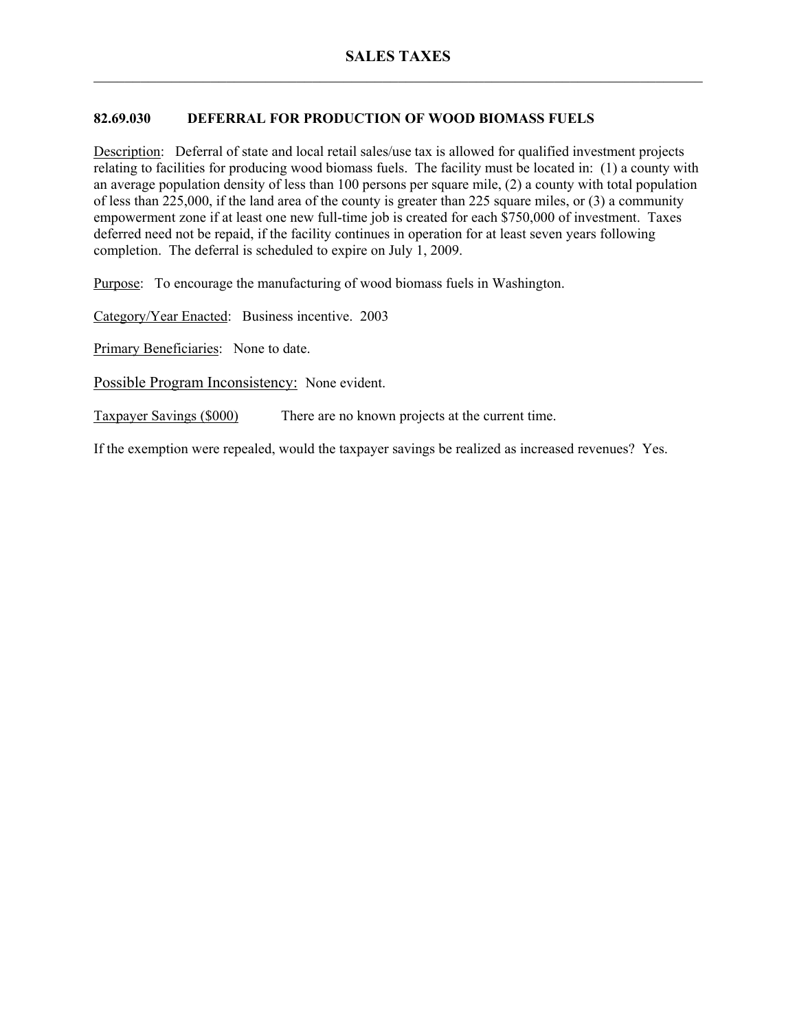# SALES TAXES

## 82.69.030 DEFERRAL FOR PRODUCTION OF WOOD BIOMASS FUELS

Description: Deferral of state and local retail sales/use tax is allowed for qualified investment projects relating to facilities for producing wood biomass fuels. The facility must be located in: (1) a county with an average population density of less than 100 persons per square mile, (2) a county with total population of less than 225,000, if the land area of the county is greater than 225 square miles, or (3) a community empowerment zone if at least one new full-time job is created for each $750,000 of investment. Taxes deferred need not be repaid, if the facility continues in operation for at least seven years following completion. The deferral is scheduled to expire on July 1, 2009.

Purpose: To encourage the manufacturing of wood biomass fuels in Washington.

Category/Year Enacted: Business incentive. 2003

Primary Beneficiaries: None to date.

Possible Program Inconsistency: None evident.

Taxpayer Savings ($000) There are no known projects at the current time.

If the exemption were repealed, would the taxpayer savings be realized as increased revenues? Yes.